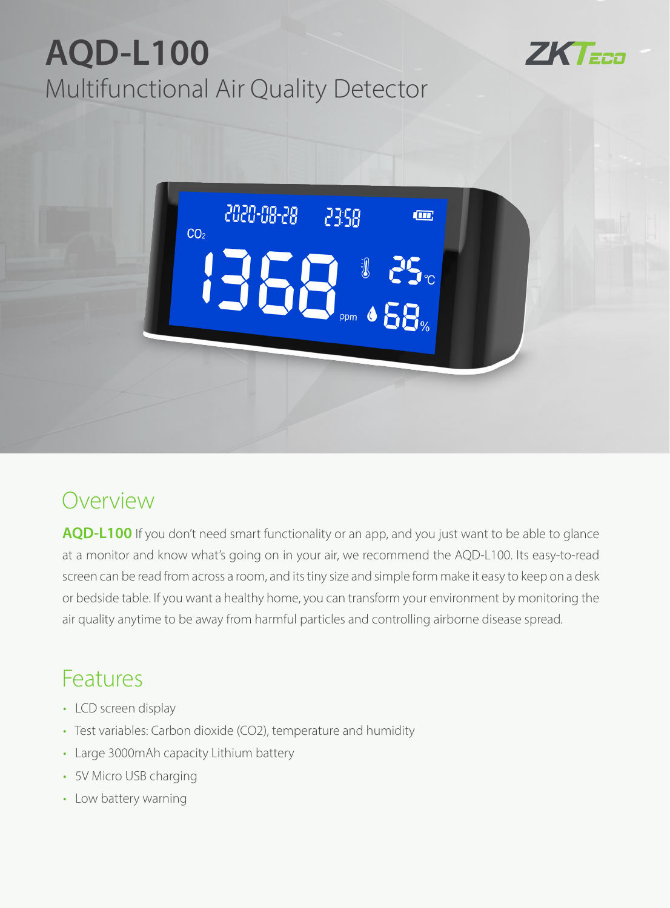# AQD-L100

## Multifunctional Air Quality Detector

ZKTeco

## Overview

**AQD-L100** If you don't need smart functionality or an app, and you just want to be able to glance at a monitor and know what's going on in your air, we recommend the AQD-L100. Its easy-to-read screen can be read from across a room, and its tiny size and simple form make it easy to keep on a desk or bedside table. If you want a healthy home, you can transform your environment by monitoring the air quality anytime to be away from harmful particles and controlling airborne disease spread.

## Features

- LCD screen display
- Test variables: Carbon dioxide ($CO_2$), temperature and humidity
- Large 3000mAh capacity Lithium battery
- 5V Micro USB charging
- Low battery warning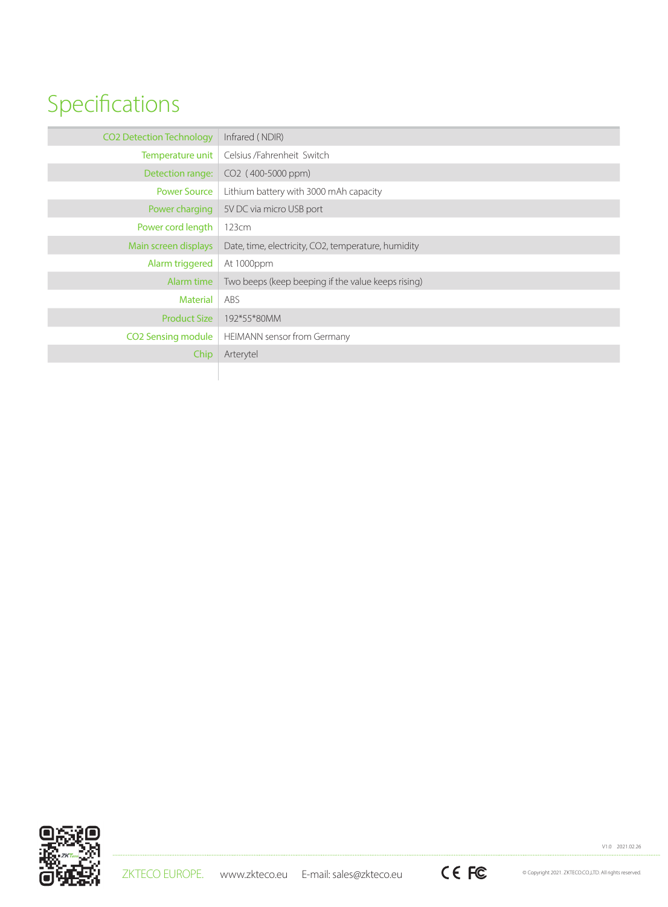# Specifications

| | |
|---|---|
| $CO_2$ Detection Technology | Infrared ( NDIR) |
| Temperature unit | Celsius /Fahrenheit Switch |
| Detection range: | $CO_2$ ( 400-5000 ppm) |
| Power Source | Lithium battery with 3000 mAh capacity |
| Power charging | 5V DC via micro USB port |
| Power cord length | 123cm |
| Main screen displays | Date, time, electricity, $CO_2$, temperature, humidity |
| Alarm triggered | At 1000ppm |
| Alarm time | Two beeps (keep beeping if the value keeps rising) |
| Material | ABS |
| Product Size | 192*55*80MM |
| $CO_2$ Sensing module | HEIMANN sensor from Germany |
| Chip | Arterytel |

V1.0 2021.02.26

ZKTECO EUROPE. www.zkteco.eu E-mail: sales@zkteco.eu

© Copyright 2021. ZKTECO CO.,LTD. All rights reserved.